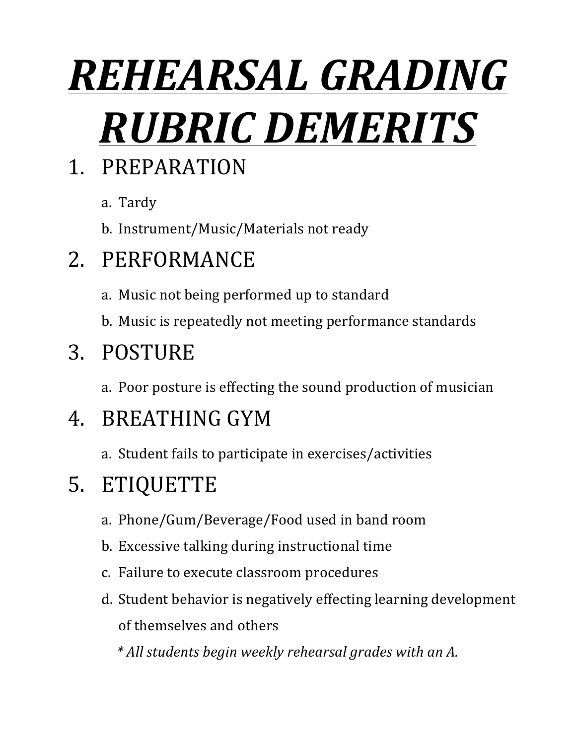# ***REHEARSAL GRADING RUBRIC DEMERITS***

1. PREPARATION
   a. Tardy
   b. Instrument/Music/Materials not ready
2. PERFORMANCE
   a. Music not being performed up to standard
   b. Music is repeatedly not meeting performance standards
3. POSTURE
   a. Poor posture is effecting the sound production of musician
4. BREATHING GYM
   a. Student fails to participate in exercises/activities
5. ETIQUETTE
   a. Phone/Gum/Beverage/Food used in band room
   b. Excessive talking during instructional time
   c. Failure to execute classroom procedures
   d. Student behavior is negatively effecting learning development of themselves and others

*\* All students begin weekly rehearsal grades with an A.*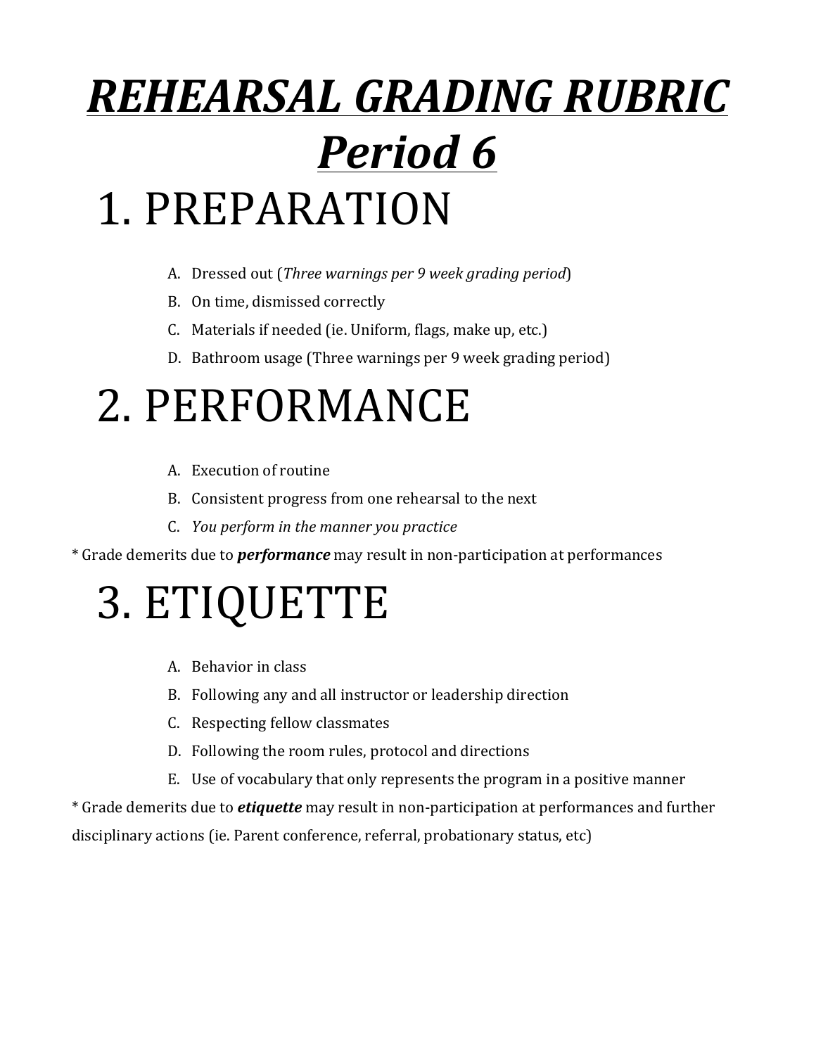# ***REHEARSAL GRADING RUBRIC Period 6***

## 1. PREPARATION

A. Dressed out (*Three warnings per 9 week grading period*)
B. On time, dismissed correctly
C. Materials if needed (ie. Uniform, flags, make up, etc.)
D. Bathroom usage (Three warnings per 9 week grading period)

## 2. PERFORMANCE

A. Execution of routine
B. Consistent progress from one rehearsal to the next
C. *You perform in the manner you practice*

* Grade demerits due to ***performance*** may result in non-participation at performances

## 3. ETIQUETTE

A. Behavior in class
B. Following any and all instructor or leadership direction
C. Respecting fellow classmates
D. Following the room rules, protocol and directions
E. Use of vocabulary that only represents the program in a positive manner

* Grade demerits due to ***etiquette*** may result in non-participation at performances and further disciplinary actions (ie. Parent conference, referral, probationary status, etc)